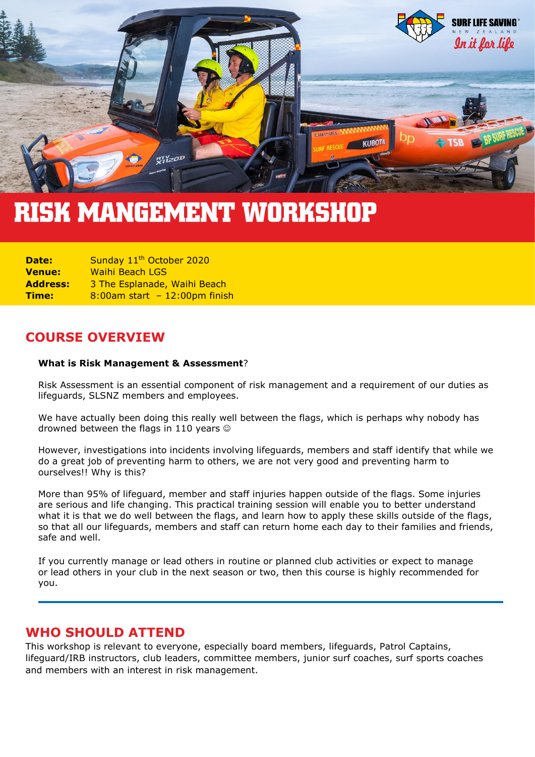# RISK MANGEMENT WORKSHOP

| | |
|---|---|
| **Date:** | Sunday 11th October 2020 |
| **Venue:** | Waihi Beach LGS |
| **Address:** | 3 The Esplanade, Waihi Beach |
| **Time:** | 8:00am start – 12:00pm finish |

## COURSE OVERVIEW

**What is Risk Management & Assessment**?

Risk Assessment is an essential component of risk management and a requirement of our duties as lifeguards, SLSNZ members and employees.

We have actually been doing this really well between the flags, which is perhaps why nobody has drowned between the flags in 110 years ☺

However, investigations into incidents involving lifeguards, members and staff identify that while we do a great job of preventing harm to others, we are not very good and preventing harm to ourselves!! Why is this?

More than 95% of lifeguard, member and staff injuries happen outside of the flags. Some injuries are serious and life changing. This practical training session will enable you to better understand what it is that we do well between the flags, and learn how to apply these skills outside of the flags, so that all our lifeguards, members and staff can return home each day to their families and friends, safe and well.

If you currently manage or lead others in routine or planned club activities or expect to manage or lead others in your club in the next season or two, then this course is highly recommended for you.

## WHO SHOULD ATTEND

This workshop is relevant to everyone, especially board members, lifeguards, Patrol Captains, lifeguard/IRB instructors, club leaders, committee members, junior surf coaches, surf sports coaches and members with an interest in risk management.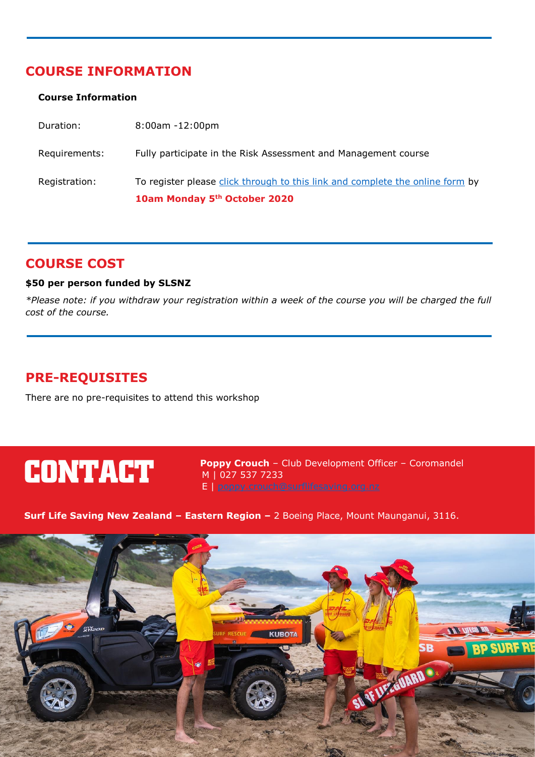## COURSE INFORMATION

**Course Information**

| | |
|---|---|
| Duration: | 8:00am -12:00pm |
| Requirements: | Fully participate in the Risk Assessment and Management course |
| Registration: | To register please click through to this link and complete the online form by **10am Monday 5th October 2020** |

## COURSE COST

**$50 per person funded by SLSNZ**

*\*Please note: if you withdraw your registration within a week of the course you will be charged the full cost of the course.*

## PRE-REQUISITES

There are no pre-requisites to attend this workshop

## CONTACT

**Poppy Crouch** – Club Development Officer – Coromandel
M | 027 537 7233
E | poppy.crouch@surflifesaving.org.nz

**Surf Life Saving New Zealand – Eastern Region –** 2 Boeing Place, Mount Maunganui, 3116.